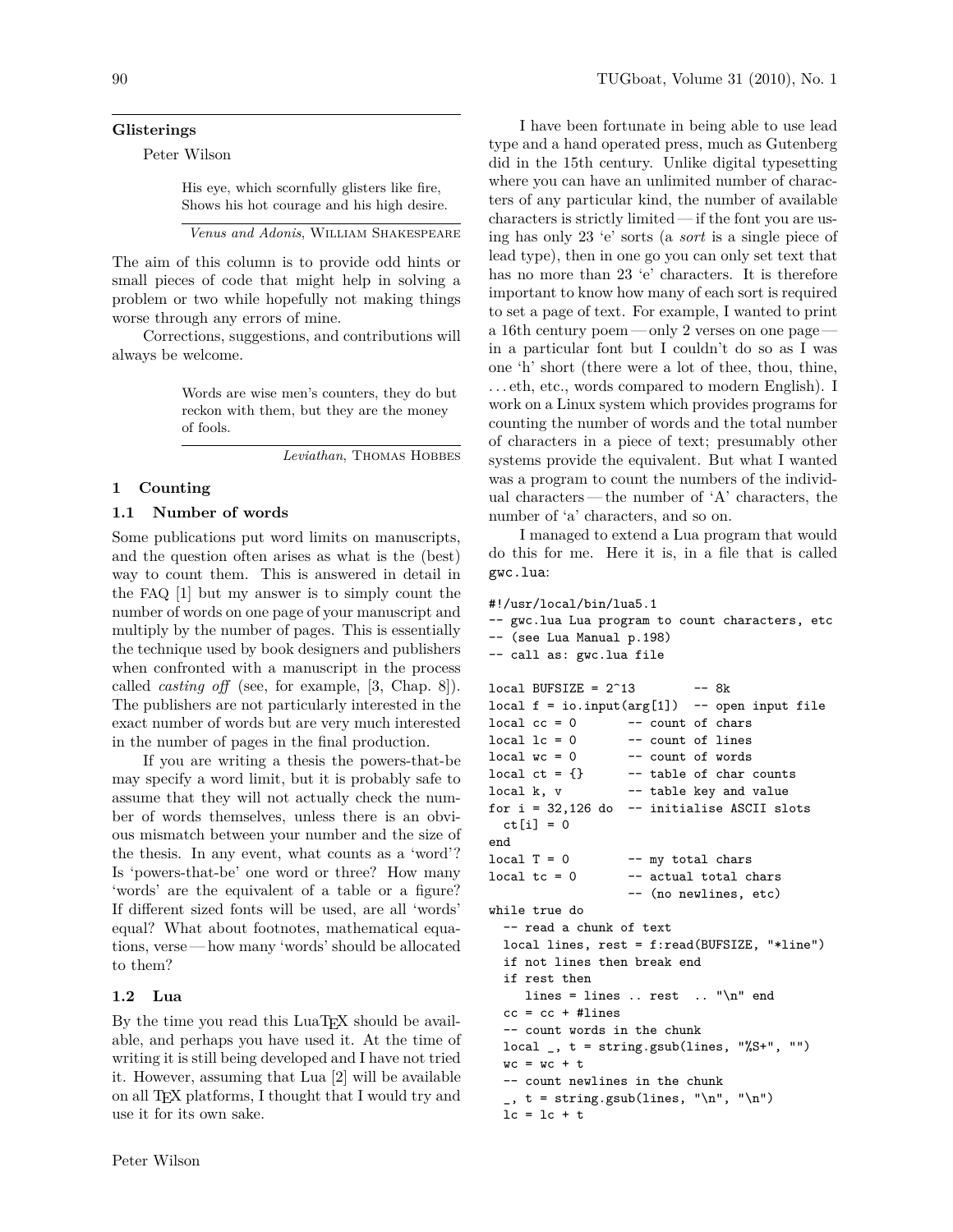## Glisterings

Peter Wilson

> His eye, which scornfully glisters like fire,
> Shows his hot courage and his high desire.
>
> *Venus and Adonis*, William Shakespeare

The aim of this column is to provide odd hints or small pieces of code that might help in solving a problem or two while hopefully not making things worse through any errors of mine.

Corrections, suggestions, and contributions will always be welcome.

> Words are wise men's counters, they do but reckon with them, but they are the money of fools.
>
> *Leviathan*, Thomas Hobbes

## 1 Counting

### 1.1 Number of words

Some publications put word limits on manuscripts, and the question often arises as what is the (best) way to count them. This is answered in detail in the FAQ [1] but my answer is to simply count the number of words on one page of your manuscript and multiply by the number of pages. This is essentially the technique used by book designers and publishers when confronted with a manuscript in the process called *casting off* (see, for example, [3, Chap. 8]). The publishers are not particularly interested in the exact number of words but are very much interested in the number of pages in the final production.

If you are writing a thesis the powers-that-be may specify a word limit, but it is probably safe to assume that they will not actually check the number of words themselves, unless there is an obvious mismatch between your number and the size of the thesis. In any event, what counts as a 'word'? Is 'powers-that-be' one word or three? How many 'words' are the equivalent of a table or a figure? If different sized fonts will be used, are all 'words' equal? What about footnotes, mathematical equations, verse — how many 'words' should be allocated to them?

### 1.2 Lua

By the time you read this LuaTEX should be available, and perhaps you have used it. At the time of writing it is still being developed and I have not tried it. However, assuming that Lua [2] will be available on all TEX platforms, I thought that I would try and use it for its own sake.

I have been fortunate in being able to use lead type and a hand operated press, much as Gutenberg did in the 15th century. Unlike digital typesetting where you can have an unlimited number of characters of any particular kind, the number of available characters is strictly limited — if the font you are using has only 23 'e' sorts (a *sort* is a single piece of lead type), then in one go you can only set text that has no more than 23 'e' characters. It is therefore important to know how many of each sort is required to set a page of text. For example, I wanted to print a 16th century poem — only 2 verses on one page — in a particular font but I couldn't do so as I was one 'h' short (there were a lot of thee, thou, thine, ...eth, etc., words compared to modern English). I work on a Linux system which provides programs for counting the number of words and the total number of characters in a piece of text; presumably other systems provide the equivalent. But what I wanted was a program to count the numbers of the individual characters — the number of 'A' characters, the number of 'a' characters, and so on.

I managed to extend a Lua program that would do this for me. Here it is, in a file that is called `gwc.lua`:

```
#!/usr/local/bin/lua5.1
-- gwc.lua Lua program to count characters, etc
-- (see Lua Manual p.198)
-- call as: gwc.lua file

local BUFSIZE = 2^13        -- 8k
local f = io.input(arg[1])  -- open input file
local cc = 0       -- count of chars
local lc = 0       -- count of lines
local wc = 0       -- count of words
local ct = {}      -- table of char counts
local k, v         -- table key and value
for i = 32,126 do  -- initialise ASCII slots
  ct[i] = 0
end
local T = 0        -- my total chars
local tc = 0       -- actual total chars
                   -- (no newlines, etc)
while true do
  -- read a chunk of text
  local lines, rest = f:read(BUFSIZE, "*line")
  if not lines then break end
  if rest then
     lines = lines .. rest  .. "\n" end
  cc = cc + #lines
  -- count words in the chunk
  local _, t = string.gsub(lines, "%S+", "")
  wc = wc + t
  -- count newlines in the chunk
  _, t = string.gsub(lines, "\n", "\n")
  lc = lc + t
```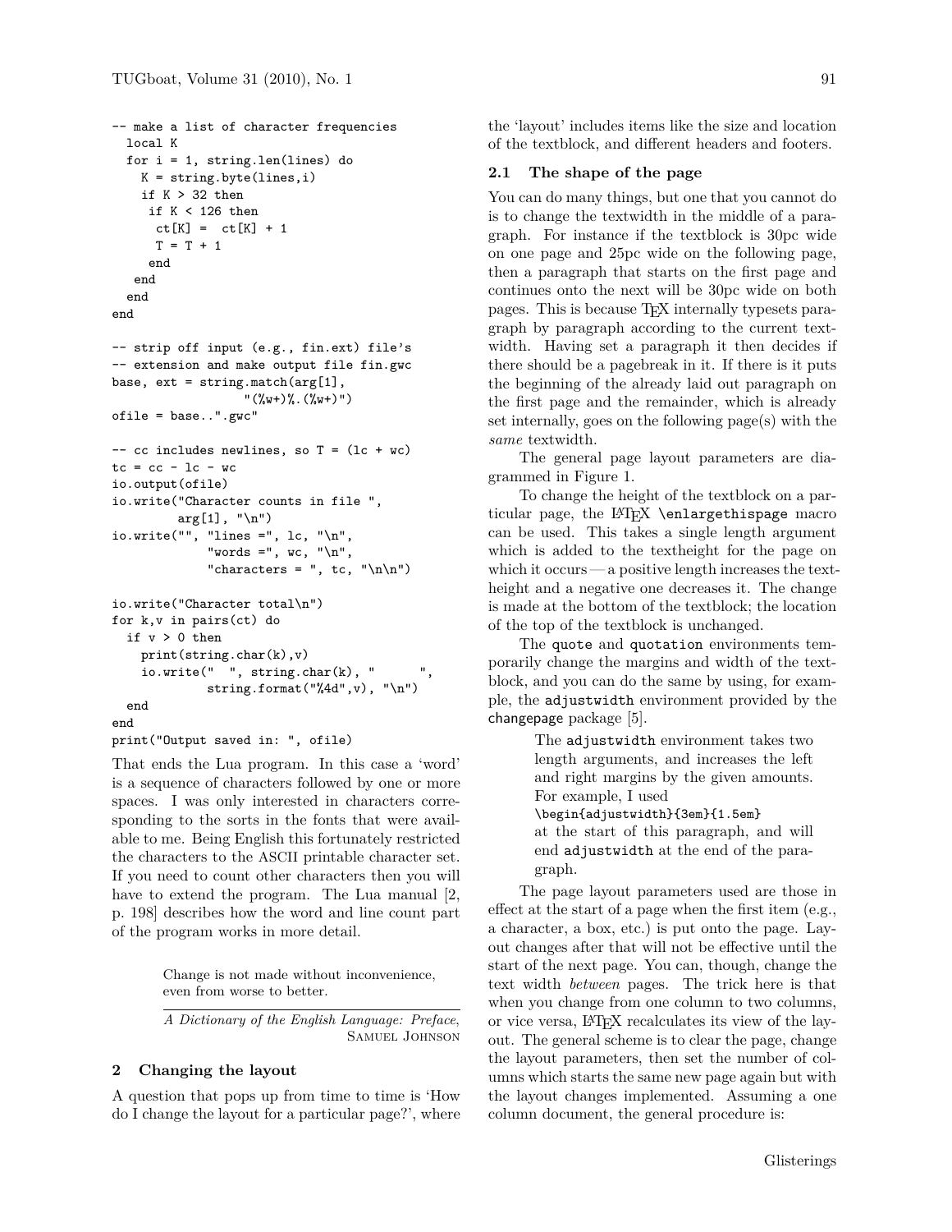```
-- make a list of character frequencies
  local K
  for i = 1, string.len(lines) do
    K = string.byte(lines,i)
    if K > 32 then
     if K < 126 then
      ct[K] =  ct[K] + 1
      T = T + 1
     end
   end
  end
end

-- strip off input (e.g., fin.ext) file's
-- extension and make output file fin.gwc
base, ext = string.match(arg[1],
                  "(%w+)%.(%w+)")
ofile = base..".gwc"

-- cc includes newlines, so T = (lc + wc)
tc = cc - lc - wc
io.output(ofile)
io.write("Character counts in file ",
         arg[1], "\n")
io.write("", "lines =", lc, "\n",
             "words =", wc, "\n",
             "characters = ", tc, "\n\n")

io.write("Character total\n")
for k,v in pairs(ct) do
  if v > 0 then
    print(string.char(k),v)
    io.write("  ", string.char(k), "      ",
             string.format("%4d",v), "\n")
  end
end
print("Output saved in: ", ofile)
```

That ends the Lua program. In this case a 'word' is a sequence of characters followed by one or more spaces. I was only interested in characters corresponding to the sorts in the fonts that were available to me. Being English this fortunately restricted the characters to the ASCII printable character set. If you need to count other characters then you will have to extend the program. The Lua manual [2, p. 198] describes how the word and line count part of the program works in more detail.

> Change is not made without inconvenience, even from worse to better.
>
> *A Dictionary of the English Language: Preface*, Samuel Johnson

## 2 Changing the layout

A question that pops up from time to time is 'How do I change the layout for a particular page?', where the 'layout' includes items like the size and location of the textblock, and different headers and footers.

### 2.1 The shape of the page

You can do many things, but one that you cannot do is to change the textwidth in the middle of a paragraph. For instance if the textblock is 30pc wide on one page and 25pc wide on the following page, then a paragraph that starts on the first page and continues onto the next will be 30pc wide on both pages. This is because TeX internally typesets paragraph by paragraph according to the current textwidth. Having set a paragraph it then decides if there should be a pagebreak in it. If there is it puts the beginning of the already laid out paragraph on the first page and the remainder, which is already set internally, goes on the following page(s) with the *same* textwidth.

The general page layout parameters are diagrammed in Figure 1.

To change the height of the textblock on a particular page, the LaTeX `\enlargethispage` macro can be used. This takes a single length argument which is added to the textheight for the page on which it occurs — a positive length increases the textheight and a negative one decreases it. The change is made at the bottom of the textblock; the location of the top of the textblock is unchanged.

The `quote` and `quotation` environments temporarily change the margins and width of the textblock, and you can do the same by using, for example, the `adjustwidth` environment provided by the `changepage` package [5].

> The `adjustwidth` environment takes two length arguments, and increases the left and right margins by the given amounts. For example, I used
> `\begin{adjustwidth}{3em}{1.5em}`
> at the start of this paragraph, and will end `adjustwidth` at the end of the paragraph.

The page layout parameters used are those in effect at the start of a page when the first item (e.g., a character, a box, etc.) is put onto the page. Layout changes after that will not be effective until the start of the next page. You can, though, change the text width *between* pages. The trick here is that when you change from one column to two columns, or vice versa, LaTeX recalculates its view of the layout. The general scheme is to clear the page, change the layout parameters, then set the number of columns which starts the same new page again but with the layout changes implemented. Assuming a one column document, the general procedure is: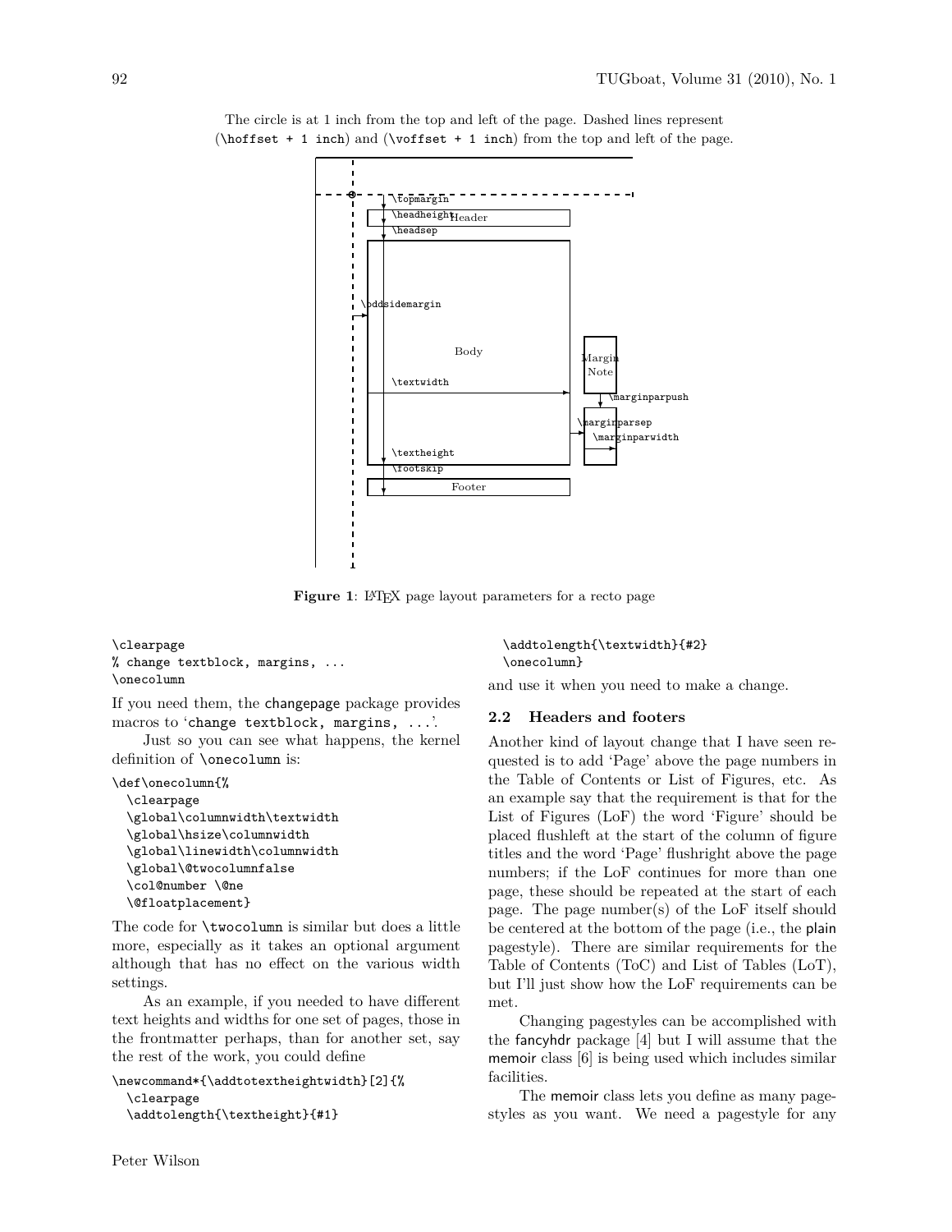The circle is at 1 inch from the top and left of the page. Dashed lines represent (`\hoffset + 1 inch`) and (`\voffset + 1 inch`) from the top and left of the page.

**Figure 1**: LaTeX page layout parameters for a recto page

```
\clearpage
% change textblock, margins, ...
\onecolumn
```

If you need them, the changepage package provides macros to '`change textblock, margins, ...`'.

Just so you can see what happens, the kernel definition of `\onecolumn` is:

```
\def\onecolumn{%
  \clearpage
  \global\columnwidth\textwidth
  \global\hsize\columnwidth
  \global\linewidth\columnwidth
  \global\@twocolumnfalse
  \col@number \@ne
  \@floatplacement}
```

The code for `\twocolumn` is similar but does a little more, especially as it takes an optional argument although that has no effect on the various width settings.

As an example, if you needed to have different text heights and widths for one set of pages, those in the frontmatter perhaps, than for another set, say the rest of the work, you could define

```
\newcommand*{\addtotextheightwidth}[2]{%
  \clearpage
  \addtolength{\textheight}{#1}
  \addtolength{\textwidth}{#2}
  \onecolumn}
```

and use it when you need to make a change.

## 2.2 Headers and footers

Another kind of layout change that I have seen requested is to add 'Page' above the page numbers in the Table of Contents or List of Figures, etc. As an example say that the requirement is that for the List of Figures (LoF) the word 'Figure' should be placed flushleft at the start of the column of figure titles and the word 'Page' flushright above the page numbers; if the LoF continues for more than one page, these should be repeated at the start of each page. The page number(s) of the LoF itself should be centered at the bottom of the page (i.e., the plain pagestyle). There are similar requirements for the Table of Contents (ToC) and List of Tables (LoT), but I'll just show how the LoF requirements can be met.

Changing pagestyles can be accomplished with the fancyhdr package [4] but I will assume that the memoir class [6] is being used which includes similar facilities.

The memoir class lets you define as many pagestyles as you want. We need a pagestyle for any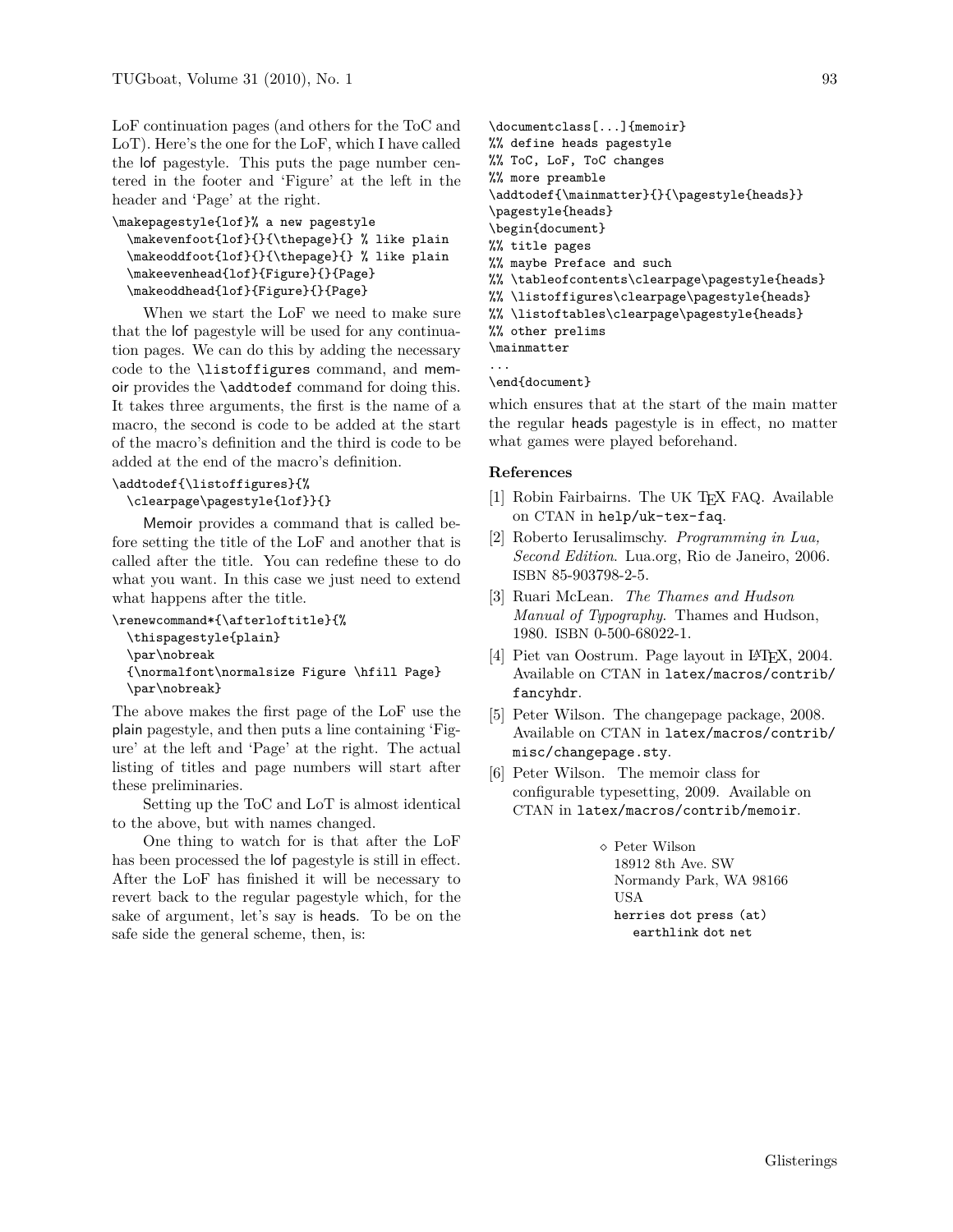LoF continuation pages (and others for the ToC and LoT). Here's the one for the LoF, which I have called the lof pagestyle. This puts the page number centered in the footer and 'Figure' at the left in the header and 'Page' at the right.

```
\makepagestyle{lof}% a new pagestyle
  \makeevenfoot{lof}{}{\thepage}{} % like plain
  \makeoddfoot{lof}{}{\thepage}{} % like plain
  \makeevenhead{lof}{Figure}{}{Page}
  \makeoddhead{lof}{Figure}{}{Page}
```

When we start the LoF we need to make sure that the lof pagestyle will be used for any continuation pages. We can do this by adding the necessary code to the `\listoffigures` command, and memoir provides the `\addtodef` command for doing this. It takes three arguments, the first is the name of a macro, the second is code to be added at the start of the macro's definition and the third is code to be added at the end of the macro's definition.

```
\addtodef{\listoffigures}{%
  \clearpage\pagestyle{lof}}{}
```

Memoir provides a command that is called before setting the title of the LoF and another that is called after the title. You can redefine these to do what you want. In this case we just need to extend what happens after the title.

```
\renewcommand*{\afterloftitle}{%
  \thispagestyle{plain}
  \par\nobreak
  {\normalfont\normalsize Figure \hfill Page}
  \par\nobreak}
```

The above makes the first page of the LoF use the plain pagestyle, and then puts a line containing 'Figure' at the left and 'Page' at the right. The actual listing of titles and page numbers will start after these preliminaries.

Setting up the ToC and LoT is almost identical to the above, but with names changed.

One thing to watch for is that after the LoF has been processed the lof pagestyle is still in effect. After the LoF has finished it will be necessary to revert back to the regular pagestyle which, for the sake of argument, let's say is heads. To be on the safe side the general scheme, then, is:

```
\documentclass[...]{memoir}
%% define heads pagestyle
%% ToC, LoF, ToC changes
%% more preamble
\addtodef{\mainmatter}{}{\pagestyle{heads}}
\pagestyle{heads}
\begin{document}
%% title pages
%% maybe Preface and such
%% \tableofcontents\clearpage\pagestyle{heads}
%% \listoffigures\clearpage\pagestyle{heads}
%% \listoftables\clearpage\pagestyle{heads}
%% other prelims
\mainmatter
...
\end{document}
```

which ensures that at the start of the main matter the regular heads pagestyle is in effect, no matter what games were played beforehand.

### References

[1] Robin Fairbairns. The UK TeX FAQ. Available on CTAN in `help/uk-tex-faq`.

[2] Roberto Ierusalimschy. *Programming in Lua, Second Edition*. Lua.org, Rio de Janeiro, 2006. ISBN 85-903798-2-5.

[3] Ruari McLean. *The Thames and Hudson Manual of Typography*. Thames and Hudson, 1980. ISBN 0-500-68022-1.

[4] Piet van Oostrum. Page layout in LaTeX, 2004. Available on CTAN in `latex/macros/contrib/fancyhdr`.

[5] Peter Wilson. The changepage package, 2008. Available on CTAN in `latex/macros/contrib/misc/changepage.sty`.

[6] Peter Wilson. The memoir class for configurable typesetting, 2009. Available on CTAN in `latex/macros/contrib/memoir`.

◇ Peter Wilson
18912 8th Ave. SW
Normandy Park, WA 98166
USA
herries dot press (at) earthlink dot net